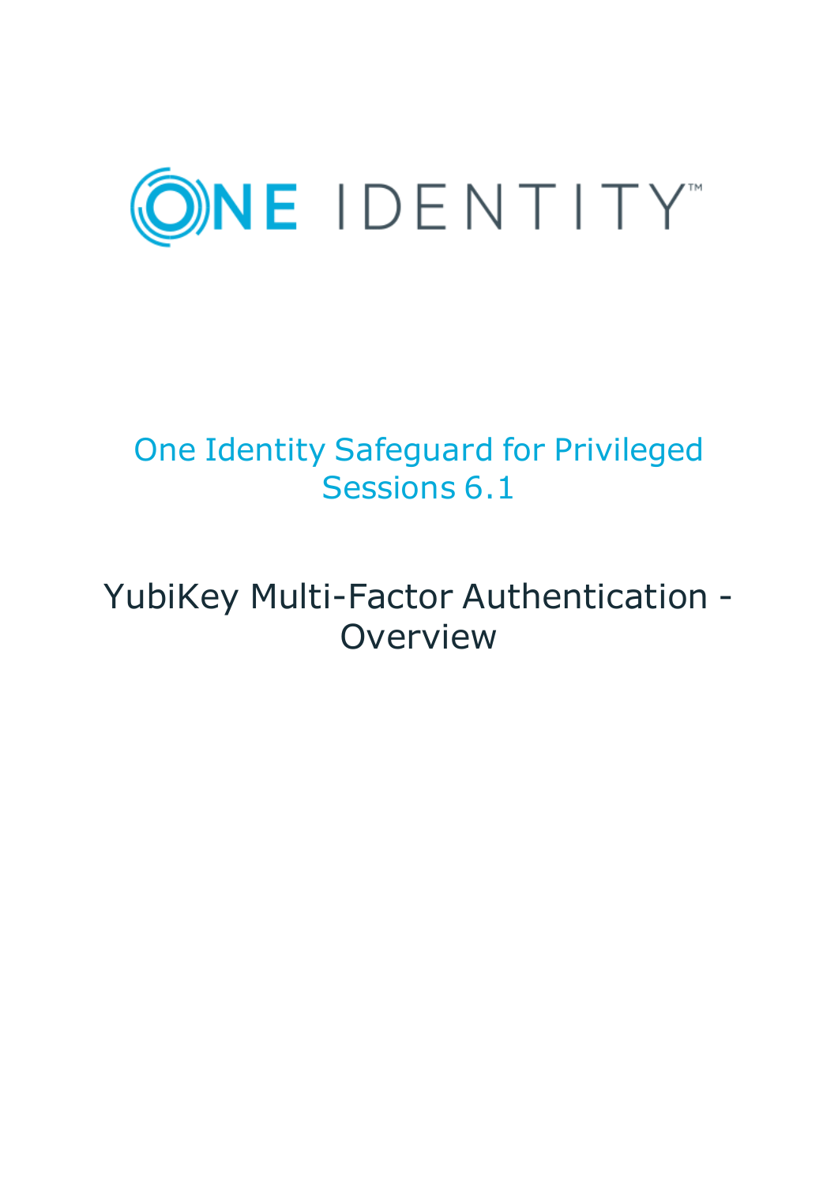# One Identity Safeguard for Privileged Sessions 6.1

## YubiKey Multi-Factor Authentication - Overview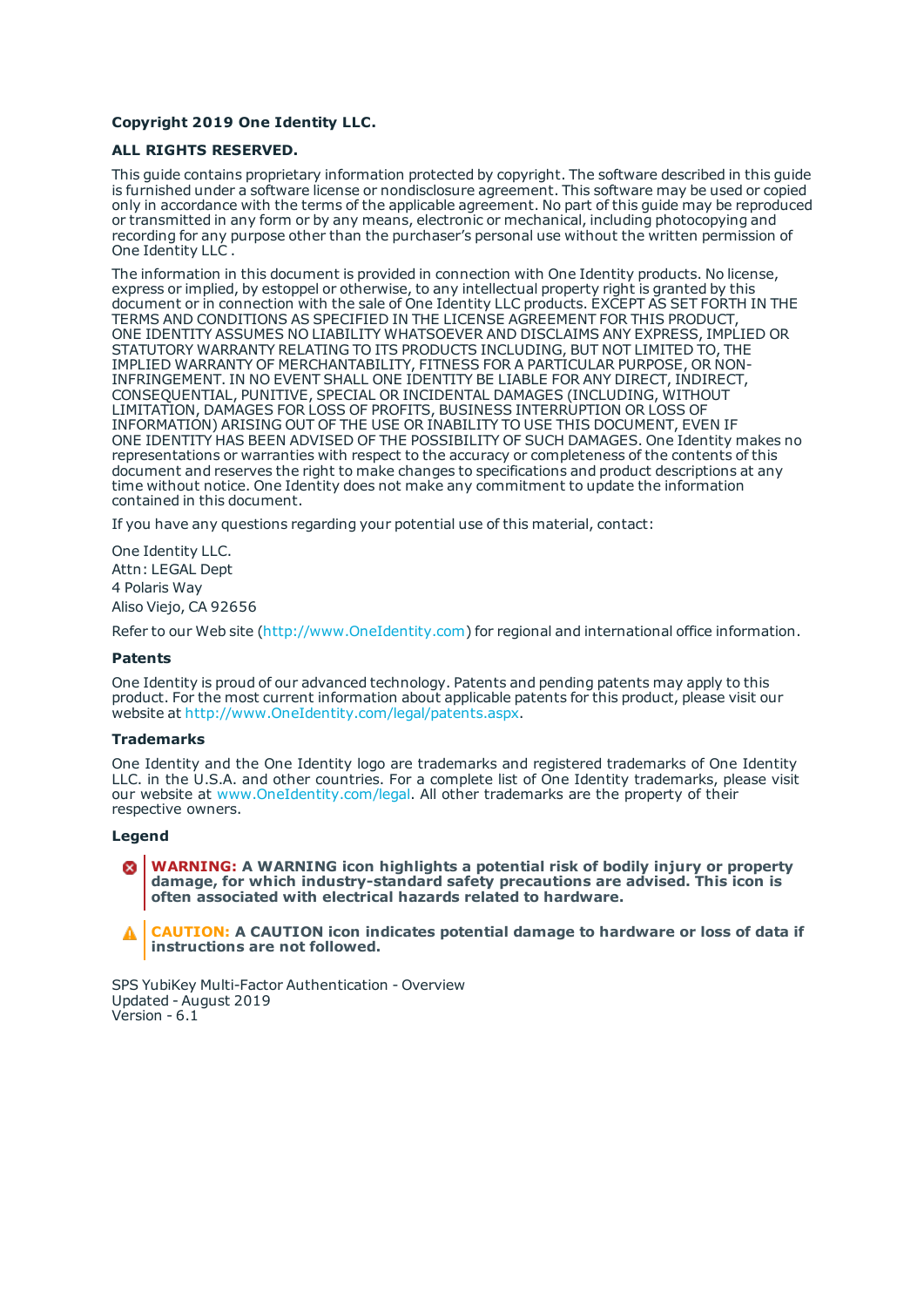**Copyright 2019 One Identity LLC.**

**ALL RIGHTS RESERVED.**

This guide contains proprietary information protected by copyright. The software described in this guide is furnished under a software license or nondisclosure agreement. This software may be used or copied only in accordance with the terms of the applicable agreement. No part of this guide may be reproduced or transmitted in any form or by any means, electronic or mechanical, including photocopying and recording for any purpose other than the purchaser's personal use without the written permission of One Identity LLC .

The information in this document is provided in connection with One Identity products. No license, express or implied, by estoppel or otherwise, to any intellectual property right is granted by this document or in connection with the sale of One Identity LLC products. EXCEPT AS SET FORTH IN THE TERMS AND CONDITIONS AS SPECIFIED IN THE LICENSE AGREEMENT FOR THIS PRODUCT, ONE IDENTITY ASSUMES NO LIABILITY WHATSOEVER AND DISCLAIMS ANY EXPRESS, IMPLIED OR STATUTORY WARRANTY RELATING TO ITS PRODUCTS INCLUDING, BUT NOT LIMITED TO, THE IMPLIED WARRANTY OF MERCHANTABILITY, FITNESS FOR A PARTICULAR PURPOSE, OR NON-INFRINGEMENT. IN NO EVENT SHALL ONE IDENTITY BE LIABLE FOR ANY DIRECT, INDIRECT, CONSEQUENTIAL, PUNITIVE, SPECIAL OR INCIDENTAL DAMAGES (INCLUDING, WITHOUT LIMITATION, DAMAGES FOR LOSS OF PROFITS, BUSINESS INTERRUPTION OR LOSS OF INFORMATION) ARISING OUT OF THE USE OR INABILITY TO USE THIS DOCUMENT, EVEN IF ONE IDENTITY HAS BEEN ADVISED OF THE POSSIBILITY OF SUCH DAMAGES. One Identity makes no representations or warranties with respect to the accuracy or completeness of the contents of this document and reserves the right to make changes to specifications and product descriptions at any time without notice. One Identity does not make any commitment to update the information contained in this document.

If you have any questions regarding your potential use of this material, contact:

One Identity LLC.
Attn: LEGAL Dept
4 Polaris Way
Aliso Viejo, CA 92656

Refer to our Web site (http://www.OneIdentity.com) for regional and international office information.

### Patents

One Identity is proud of our advanced technology. Patents and pending patents may apply to this product. For the most current information about applicable patents for this product, please visit our website at http://www.OneIdentity.com/legal/patents.aspx.

### Trademarks

One Identity and the One Identity logo are trademarks and registered trademarks of One Identity LLC. in the U.S.A. and other countries. For a complete list of One Identity trademarks, please visit our website at www.OneIdentity.com/legal. All other trademarks are the property of their respective owners.

### Legend

**WARNING: A WARNING icon highlights a potential risk of bodily injury or property damage, for which industry-standard safety precautions are advised. This icon is often associated with electrical hazards related to hardware.**

**CAUTION: A CAUTION icon indicates potential damage to hardware or loss of data if instructions are not followed.**

SPS YubiKey Multi-Factor Authentication - Overview
Updated - August 2019
Version - 6.1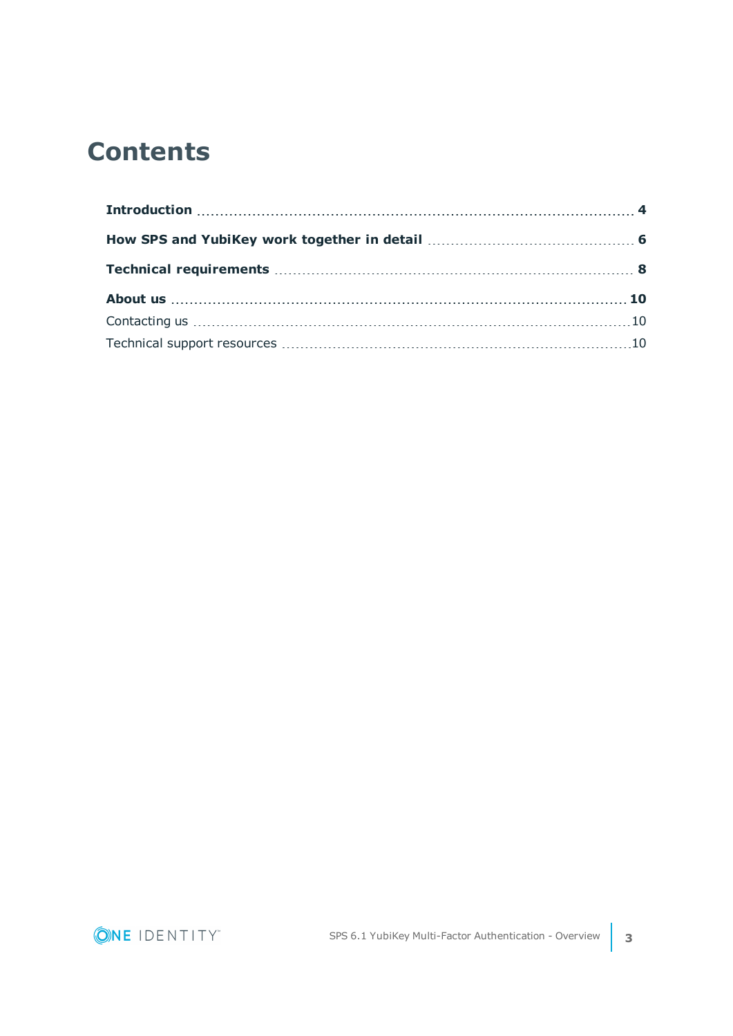# Contents

**Introduction** ..... **4**

**How SPS and YubiKey work together in detail** ..... **6**

**Technical requirements** ..... **8**

**About us** ..... **10**

Contacting us ..... 10

Technical support resources ..... 10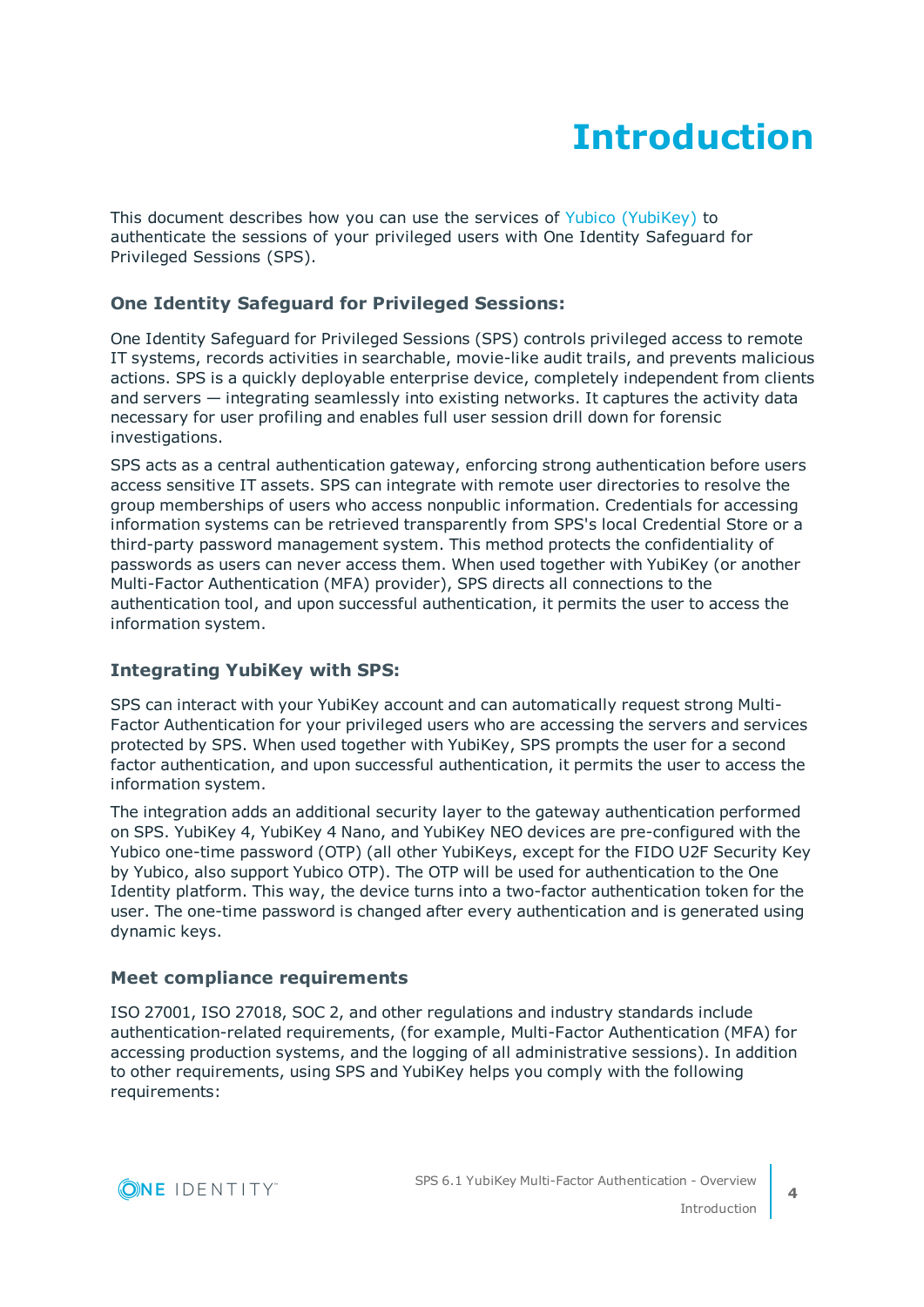# Introduction

This document describes how you can use the services of Yubico (YubiKey) to authenticate the sessions of your privileged users with One Identity Safeguard for Privileged Sessions (SPS).

### One Identity Safeguard for Privileged Sessions:

One Identity Safeguard for Privileged Sessions (SPS) controls privileged access to remote IT systems, records activities in searchable, movie-like audit trails, and prevents malicious actions. SPS is a quickly deployable enterprise device, completely independent from clients and servers — integrating seamlessly into existing networks. It captures the activity data necessary for user profiling and enables full user session drill down for forensic investigations.

SPS acts as a central authentication gateway, enforcing strong authentication before users access sensitive IT assets. SPS can integrate with remote user directories to resolve the group memberships of users who access nonpublic information. Credentials for accessing information systems can be retrieved transparently from SPS's local Credential Store or a third-party password management system. This method protects the confidentiality of passwords as users can never access them. When used together with YubiKey (or another Multi-Factor Authentication (MFA) provider), SPS directs all connections to the authentication tool, and upon successful authentication, it permits the user to access the information system.

### Integrating YubiKey with SPS:

SPS can interact with your YubiKey account and can automatically request strong Multi-Factor Authentication for your privileged users who are accessing the servers and services protected by SPS. When used together with YubiKey, SPS prompts the user for a second factor authentication, and upon successful authentication, it permits the user to access the information system.

The integration adds an additional security layer to the gateway authentication performed on SPS. YubiKey 4, YubiKey 4 Nano, and YubiKey NEO devices are pre-configured with the Yubico one-time password (OTP) (all other YubiKeys, except for the FIDO U2F Security Key by Yubico, also support Yubico OTP). The OTP will be used for authentication to the One Identity platform. This way, the device turns into a two-factor authentication token for the user. The one-time password is changed after every authentication and is generated using dynamic keys.

### Meet compliance requirements

ISO 27001, ISO 27018, SOC 2, and other regulations and industry standards include authentication-related requirements, (for example, Multi-Factor Authentication (MFA) for accessing production systems, and the logging of all administrative sessions). In addition to other requirements, using SPS and YubiKey helps you comply with the following requirements: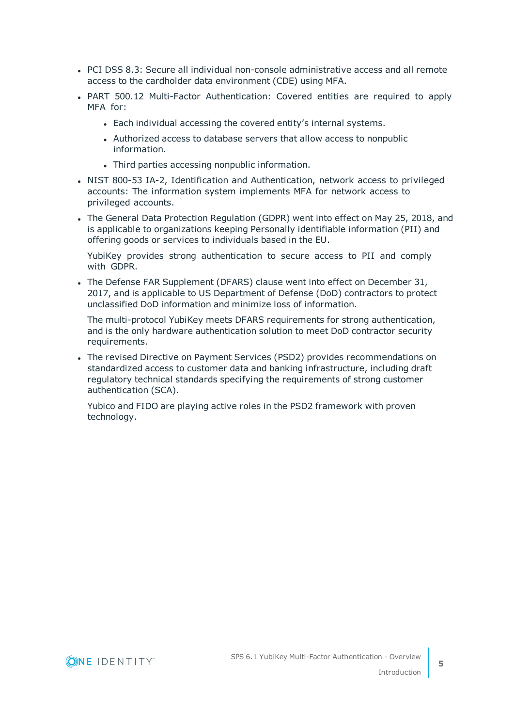- PCI DSS 8.3: Secure all individual non-console administrative access and all remote access to the cardholder data environment (CDE) using MFA.
- PART 500.12 Multi-Factor Authentication: Covered entities are required to apply MFA for:
  - Each individual accessing the covered entity's internal systems.
  - Authorized access to database servers that allow access to nonpublic information.
  - Third parties accessing nonpublic information.
- NIST 800-53 IA-2, Identification and Authentication, network access to privileged accounts: The information system implements MFA for network access to privileged accounts.
- The General Data Protection Regulation (GDPR) went into effect on May 25, 2018, and is applicable to organizations keeping Personally identifiable information (PII) and offering goods or services to individuals based in the EU.

  YubiKey provides strong authentication to secure access to PII and comply with GDPR.
- The Defense FAR Supplement (DFARS) clause went into effect on December 31, 2017, and is applicable to US Department of Defense (DoD) contractors to protect unclassified DoD information and minimize loss of information.

  The multi-protocol YubiKey meets DFARS requirements for strong authentication, and is the only hardware authentication solution to meet DoD contractor security requirements.
- The revised Directive on Payment Services (PSD2) provides recommendations on standardized access to customer data and banking infrastructure, including draft regulatory technical standards specifying the requirements of strong customer authentication (SCA).

  Yubico and FIDO are playing active roles in the PSD2 framework with proven technology.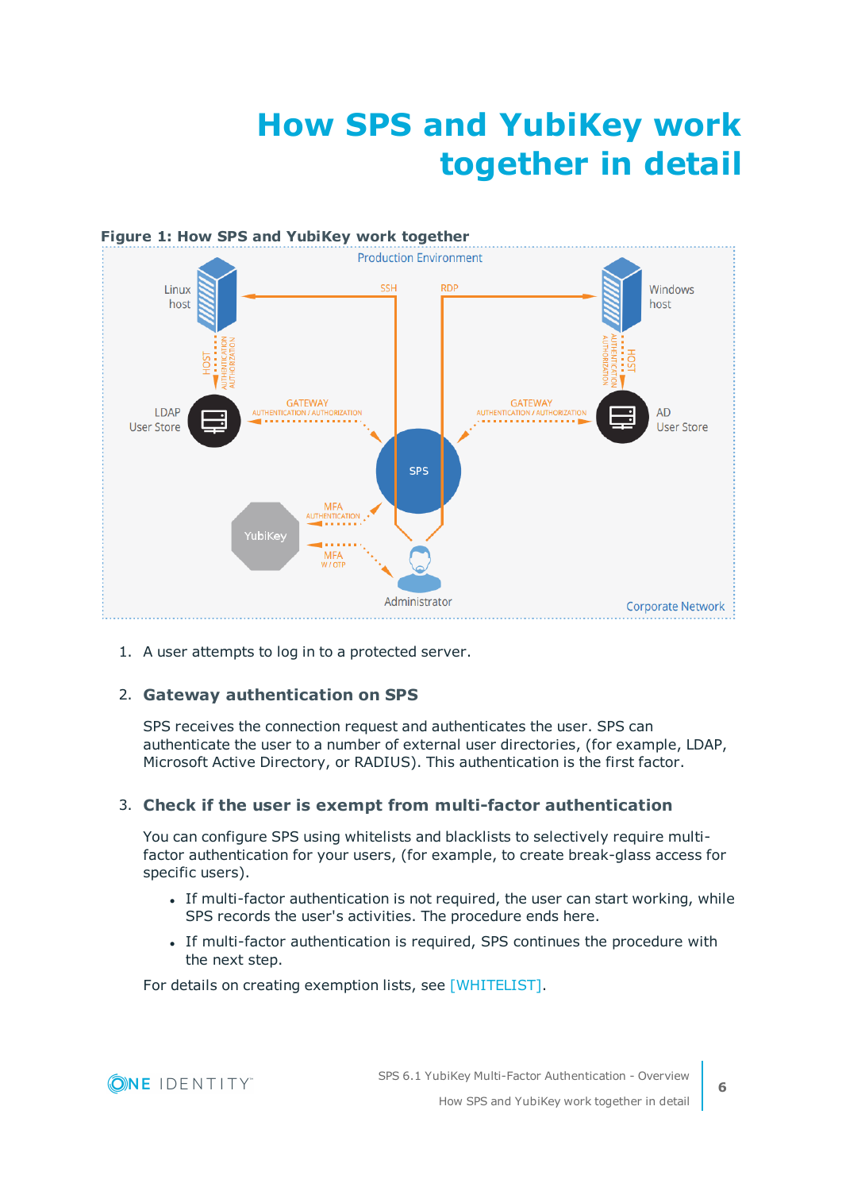# How SPS and YubiKey work together in detail

**Figure 1: How SPS and YubiKey work together**

1. A user attempts to log in to a protected server.

2. **Gateway authentication on SPS**

   SPS receives the connection request and authenticates the user. SPS can authenticate the user to a number of external user directories, (for example, LDAP, Microsoft Active Directory, or RADIUS). This authentication is the first factor.

3. **Check if the user is exempt from multi-factor authentication**

   You can configure SPS using whitelists and blacklists to selectively require multi-factor authentication for your users, (for example, to create break-glass access for specific users).

   - If multi-factor authentication is not required, the user can start working, while SPS records the user's activities. The procedure ends here.
   - If multi-factor authentication is required, SPS continues the procedure with the next step.

   For details on creating exemption lists, see [WHITELIST].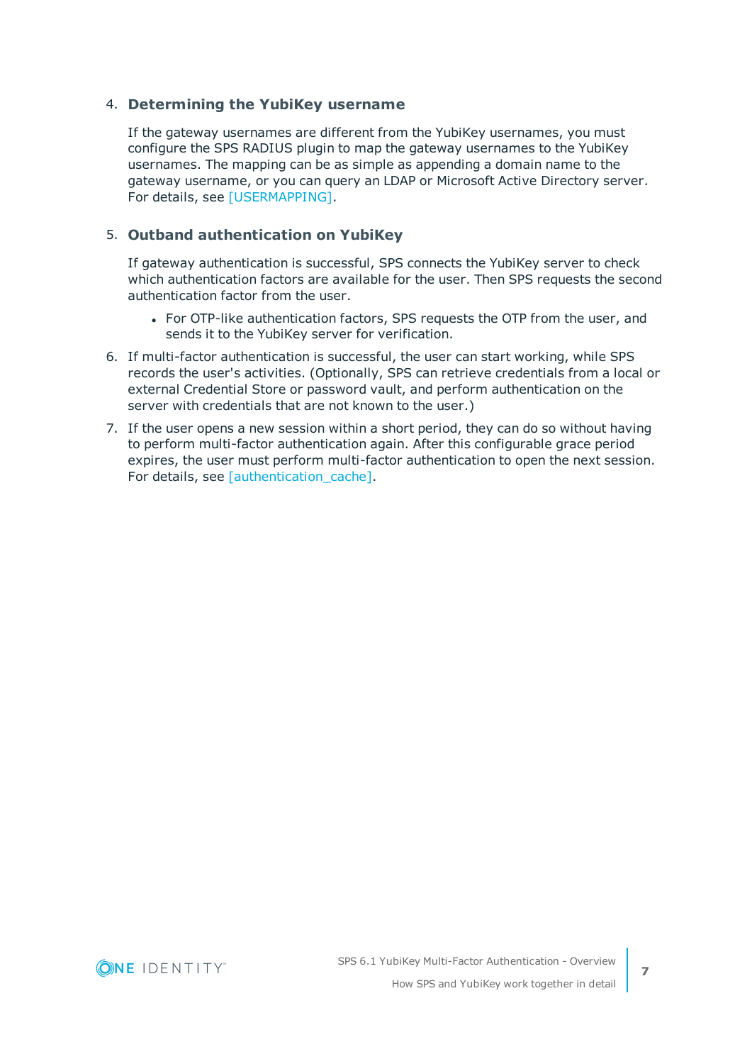4. **Determining the YubiKey username**

   If the gateway usernames are different from the YubiKey usernames, you must configure the SPS RADIUS plugin to map the gateway usernames to the YubiKey usernames. The mapping can be as simple as appending a domain name to the gateway username, or you can query an LDAP or Microsoft Active Directory server. For details, see [USERMAPPING].

5. **Outband authentication on YubiKey**

   If gateway authentication is successful, SPS connects the YubiKey server to check which authentication factors are available for the user. Then SPS requests the second authentication factor from the user.

   - For OTP-like authentication factors, SPS requests the OTP from the user, and sends it to the YubiKey server for verification.

6. If multi-factor authentication is successful, the user can start working, while SPS records the user's activities. (Optionally, SPS can retrieve credentials from a local or external Credential Store or password vault, and perform authentication on the server with credentials that are not known to the user.)

7. If the user opens a new session within a short period, they can do so without having to perform multi-factor authentication again. After this configurable grace period expires, the user must perform multi-factor authentication to open the next session. For details, see [authentication_cache].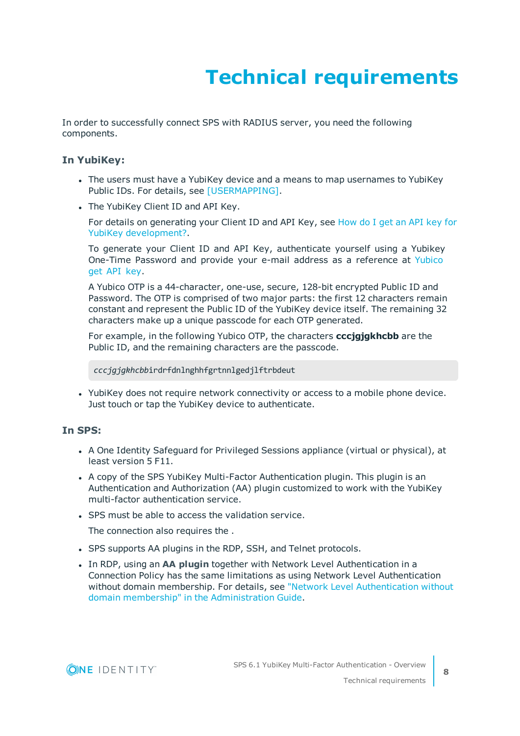# Technical requirements

In order to successfully connect SPS with RADIUS server, you need the following components.

### In YubiKey:

- The users must have a YubiKey device and a means to map usernames to YubiKey Public IDs. For details, see [USERMAPPING].
- The YubiKey Client ID and API Key.

  For details on generating your Client ID and API Key, see How do I get an API key for YubiKey development?.

  To generate your Client ID and API Key, authenticate yourself using a Yubikey One-Time Password and provide your e-mail address as a reference at Yubico get API key.

  A Yubico OTP is a 44-character, one-use, secure, 128-bit encrypted Public ID and Password. The OTP is comprised of two major parts: the first 12 characters remain constant and represent the Public ID of the YubiKey device itself. The remaining 32 characters make up a unique passcode for each OTP generated.

  For example, in the following Yubico OTP, the characters **cccjgjgkhcbb** are the Public ID, and the remaining characters are the passcode.

  ```
  cccjgjgkhcbbirdrfdnlnghhfgrtnnlgedjlftrbdeut
  ```

- YubiKey does not require network connectivity or access to a mobile phone device. Just touch or tap the YubiKey device to authenticate.

### In SPS:

- A One Identity Safeguard for Privileged Sessions appliance (virtual or physical), at least version 5 F11.
- A copy of the SPS YubiKey Multi-Factor Authentication plugin. This plugin is an Authentication and Authorization (AA) plugin customized to work with the YubiKey multi-factor authentication service.
- SPS must be able to access the validation service.

  The connection also requires the .

- SPS supports AA plugins in the RDP, SSH, and Telnet protocols.
- In RDP, using an **AA plugin** together with Network Level Authentication in a Connection Policy has the same limitations as using Network Level Authentication without domain membership. For details, see "Network Level Authentication without domain membership" in the Administration Guide.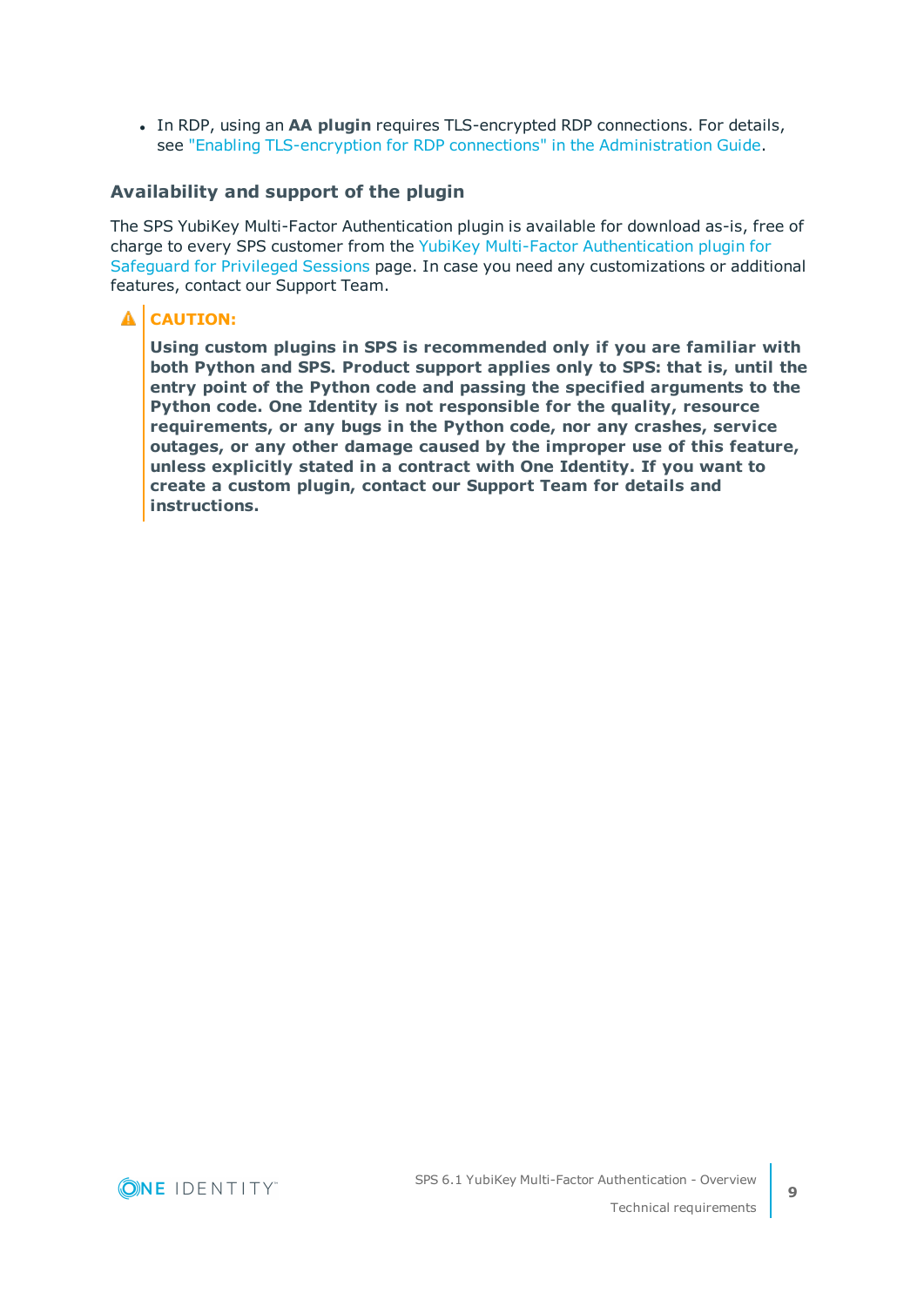- In RDP, using an **AA plugin** requires TLS-encrypted RDP connections. For details, see "Enabling TLS-encryption for RDP connections" in the Administration Guide.

### Availability and support of the plugin

The SPS YubiKey Multi-Factor Authentication plugin is available for download as-is, free of charge to every SPS customer from the YubiKey Multi-Factor Authentication plugin for Safeguard for Privileged Sessions page. In case you need any customizations or additional features, contact our Support Team.

> **CAUTION:**
>
> **Using custom plugins in SPS is recommended only if you are familiar with both Python and SPS. Product support applies only to SPS: that is, until the entry point of the Python code and passing the specified arguments to the Python code. One Identity is not responsible for the quality, resource requirements, or any bugs in the Python code, nor any crashes, service outages, or any other damage caused by the improper use of this feature, unless explicitly stated in a contract with One Identity. If you want to create a custom plugin, contact our Support Team for details and instructions.**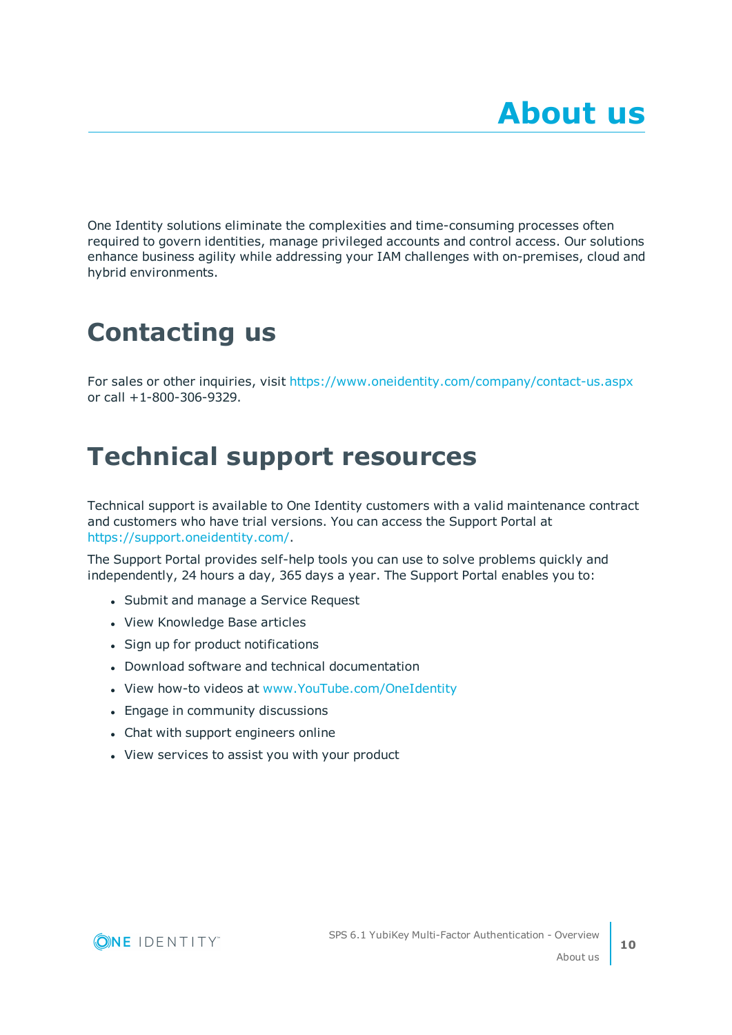# About us

One Identity solutions eliminate the complexities and time-consuming processes often required to govern identities, manage privileged accounts and control access. Our solutions enhance business agility while addressing your IAM challenges with on-premises, cloud and hybrid environments.

## Contacting us

For sales or other inquiries, visit https://www.oneidentity.com/company/contact-us.aspx or call +1-800-306-9329.

## Technical support resources

Technical support is available to One Identity customers with a valid maintenance contract and customers who have trial versions. You can access the Support Portal at https://support.oneidentity.com/.

The Support Portal provides self-help tools you can use to solve problems quickly and independently, 24 hours a day, 365 days a year. The Support Portal enables you to:

- Submit and manage a Service Request
- View Knowledge Base articles
- Sign up for product notifications
- Download software and technical documentation
- View how-to videos at www.YouTube.com/OneIdentity
- Engage in community discussions
- Chat with support engineers online
- View services to assist you with your product